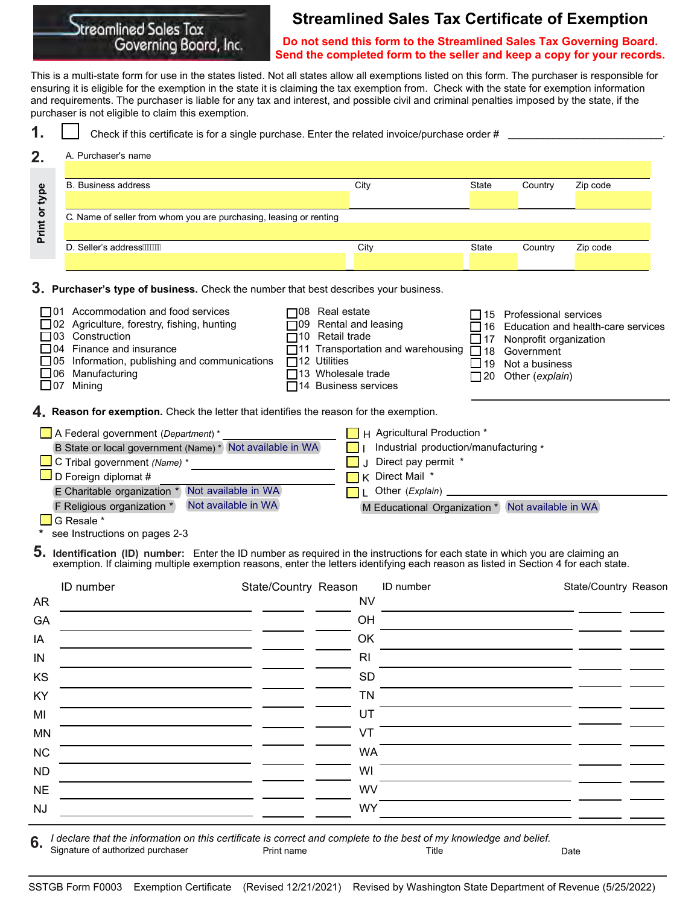Streamlined Sales Tax Governing Board, Inc.

# Streamlined Sales Tax Certificate of Exemption

**Do not send this form to the Streamlined Sales Tax Governing Board. Send the completed form to the seller and keep a copy for your records.**

This is a multi-state form for use in the states listed. Not all states allow all exemptions listed on this form. The purchaser is responsible for ensuring it is eligible for the exemption in the state it is claiming the tax exemption from. Check with the state for exemption information and requirements. The purchaser is liable for any tax and interest, and possible civil and criminal penalties imposed by the state, if the purchaser is not eligible to claim this exemption.

**1.** ☐ Check if this certificate is for a single purchase. Enter the related invoice/purchase order # ____________________.

**2.** Print or type

A. Purchaser's name

B. Business address | City | State | Country | Zip code

C. Name of seller from whom you are purchasing, leasing or renting

D. Seller's address | City | State | Country | Zip code

**3. Purchaser's type of business.** Check the number that best describes your business.

- ☐ 01 Accommodation and food services
- ☐ 02 Agriculture, forestry, fishing, hunting
- ☐ 03 Construction
- ☐ 04 Finance and insurance
- ☐ 05 Information, publishing and communications
- ☐ 06 Manufacturing
- ☐ 07 Mining
- ☐ 08 Real estate
- ☐ 09 Rental and leasing
- ☐ 10 Retail trade
- ☐ 11 Transportation and warehousing
- ☐ 12 Utilities
- ☐ 13 Wholesale trade
- ☐ 14 Business services
- ☐ 15 Professional services
- ☐ 16 Education and health-care services
- ☐ 17 Nonprofit organization
- ☐ 18 Government
- ☐ 19 Not a business
- ☐ 20 Other (*explain*) ____________________

**4. Reason for exemption.** Check the letter that identifies the reason for the exemption.

- ☐ A Federal government (*Department*) * ____________________
- B State or local government (Name) * Not available in WA
- ☐ C Tribal government (*Name*) * ____________________
- ☐ D Foreign diplomat # ____________________
- E Charitable organization * Not available in WA
- F Religious organization * Not available in WA
- ☐ G Resale *
- ☐ H Agricultural Production *
- ☐ I Industrial production/manufacturing *
- ☐ J Direct pay permit *
- ☐ K Direct Mail *
- ☐ L Other (*Explain*) ____________________
- M Educational Organization * Not available in WA

\* see Instructions on pages 2-3

**5. Identification (ID) number:** Enter the ID number as required in the instructions for each state in which you are claiming an exemption. If claiming multiple exemption reasons, enter the letters identifying each reason as listed in Section 4 for each state.

| | ID number | State/Country | Reason | | ID number | State/Country | Reason |
|---|---|---|---|---|---|---|---|
| AR | | | | NV | | | |
| GA | | | | OH | | | |
| IA | | | | OK | | | |
| IN | | | | RI | | | |
| KS | | | | SD | | | |
| KY | | | | TN | | | |
| MI | | | | UT | | | |
| MN | | | | VT | | | |
| NC | | | | WA | | | |
| ND | | | | WI | | | |
| NE | | | | WV | | | |
| NJ | | | | WY | | | |

**6.** *I declare that the information on this certificate is correct and complete to the best of my knowledge and belief.*

Signature of authorized purchaser | Print name | Title | Date

SSTGB Form F0003 Exemption Certificate (Revised 12/21/2021) Revised by Washington State Department of Revenue (5/25/2022)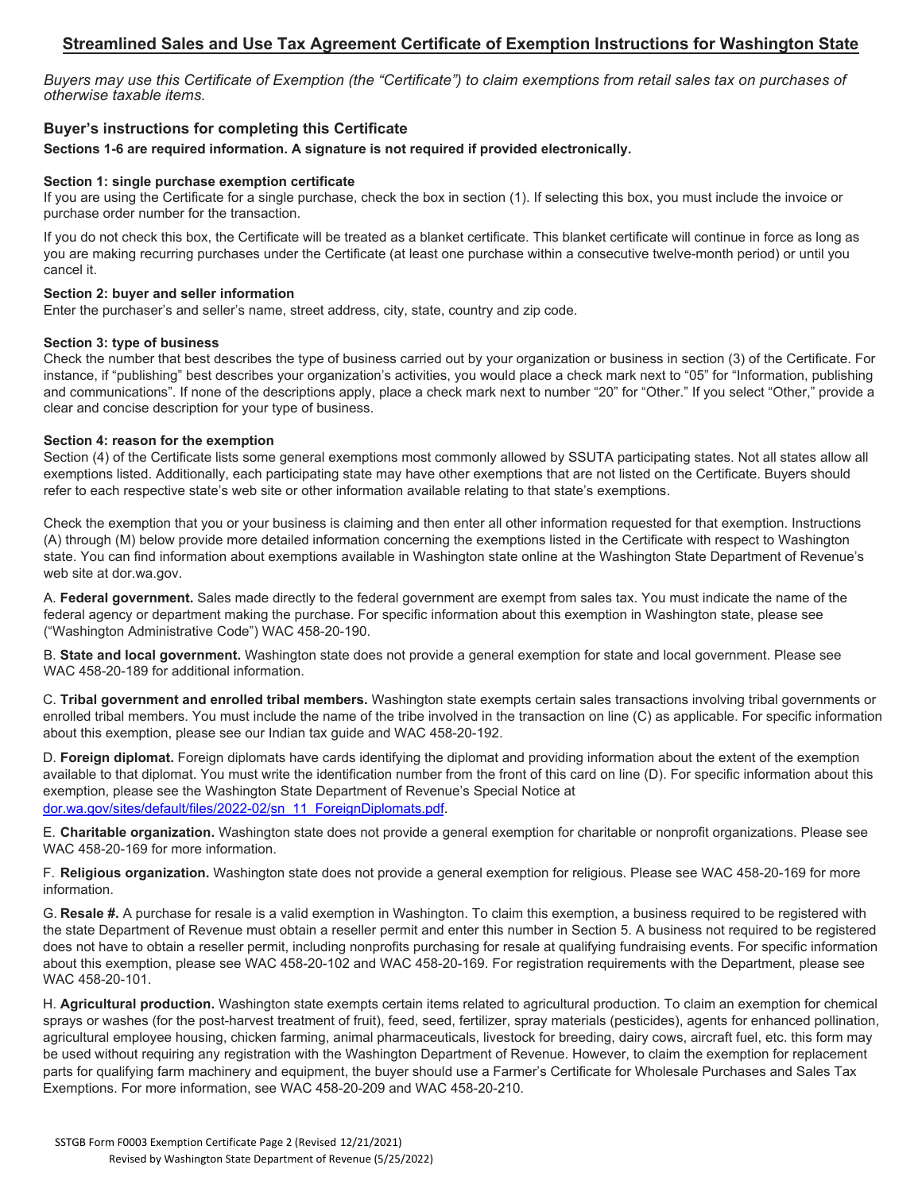## Streamlined Sales and Use Tax Agreement Certificate of Exemption Instructions for Washington State

*Buyers may use this Certificate of Exemption (the "Certificate") to claim exemptions from retail sales tax on purchases of otherwise taxable items.*

### Buyer's instructions for completing this Certificate

**Sections 1-6 are required information. A signature is not required if provided electronically.**

**Section 1: single purchase exemption certificate**

If you are using the Certificate for a single purchase, check the box in section (1). If selecting this box, you must include the invoice or purchase order number for the transaction.

If you do not check this box, the Certificate will be treated as a blanket certificate. This blanket certificate will continue in force as long as you are making recurring purchases under the Certificate (at least one purchase within a consecutive twelve-month period) or until you cancel it.

**Section 2: buyer and seller information**

Enter the purchaser's and seller's name, street address, city, state, country and zip code.

**Section 3: type of business**

Check the number that best describes the type of business carried out by your organization or business in section (3) of the Certificate. For instance, if "publishing" best describes your organization's activities, you would place a check mark next to "05" for "Information, publishing and communications". If none of the descriptions apply, place a check mark next to number "20" for "Other." If you select "Other," provide a clear and concise description for your type of business.

**Section 4: reason for the exemption**

Section (4) of the Certificate lists some general exemptions most commonly allowed by SSUTA participating states. Not all states allow all exemptions listed. Additionally, each participating state may have other exemptions that are not listed on the Certificate. Buyers should refer to each respective state's web site or other information available relating to that state's exemptions.

Check the exemption that you or your business is claiming and then enter all other information requested for that exemption. Instructions (A) through (M) below provide more detailed information concerning the exemptions listed in the Certificate with respect to Washington state. You can find information about exemptions available in Washington state online at the Washington State Department of Revenue's web site at dor.wa.gov.

A. **Federal government.** Sales made directly to the federal government are exempt from sales tax. You must indicate the name of the federal agency or department making the purchase. For specific information about this exemption in Washington state, please see ("Washington Administrative Code") WAC 458-20-190.

B. **State and local government.** Washington state does not provide a general exemption for state and local government. Please see WAC 458-20-189 for additional information.

C. **Tribal government and enrolled tribal members.** Washington state exempts certain sales transactions involving tribal governments or enrolled tribal members. You must include the name of the tribe involved in the transaction on line (C) as applicable. For specific information about this exemption, please see our Indian tax guide and WAC 458-20-192.

D. **Foreign diplomat.** Foreign diplomats have cards identifying the diplomat and providing information about the extent of the exemption available to that diplomat. You must write the identification number from the front of this card on line (D). For specific information about this exemption, please see the Washington State Department of Revenue's Special Notice at dor.wa.gov/sites/default/files/2022-02/sn_11_ForeignDiplomats.pdf.

E. **Charitable organization.** Washington state does not provide a general exemption for charitable or nonprofit organizations. Please see WAC 458-20-169 for more information.

F. **Religious organization.** Washington state does not provide a general exemption for religious. Please see WAC 458-20-169 for more information.

G. **Resale #.** A purchase for resale is a valid exemption in Washington. To claim this exemption, a business required to be registered with the state Department of Revenue must obtain a reseller permit and enter this number in Section 5. A business not required to be registered does not have to obtain a reseller permit, including nonprofits purchasing for resale at qualifying fundraising events. For specific information about this exemption, please see WAC 458-20-102 and WAC 458-20-169. For registration requirements with the Department, please see WAC 458-20-101.

H. **Agricultural production.** Washington state exempts certain items related to agricultural production. To claim an exemption for chemical sprays or washes (for the post-harvest treatment of fruit), feed, seed, fertilizer, spray materials (pesticides), agents for enhanced pollination, agricultural employee housing, chicken farming, animal pharmaceuticals, livestock for breeding, dairy cows, aircraft fuel, etc. this form may be used without requiring any registration with the Washington Department of Revenue. However, to claim the exemption for replacement parts for qualifying farm machinery and equipment, the buyer should use a Farmer's Certificate for Wholesale Purchases and Sales Tax Exemptions. For more information, see WAC 458-20-209 and WAC 458-20-210.

SSTGB Form F0003 Exemption Certificate Page 2 (Revised 12/21/2021)
Revised by Washington State Department of Revenue (5/25/2022)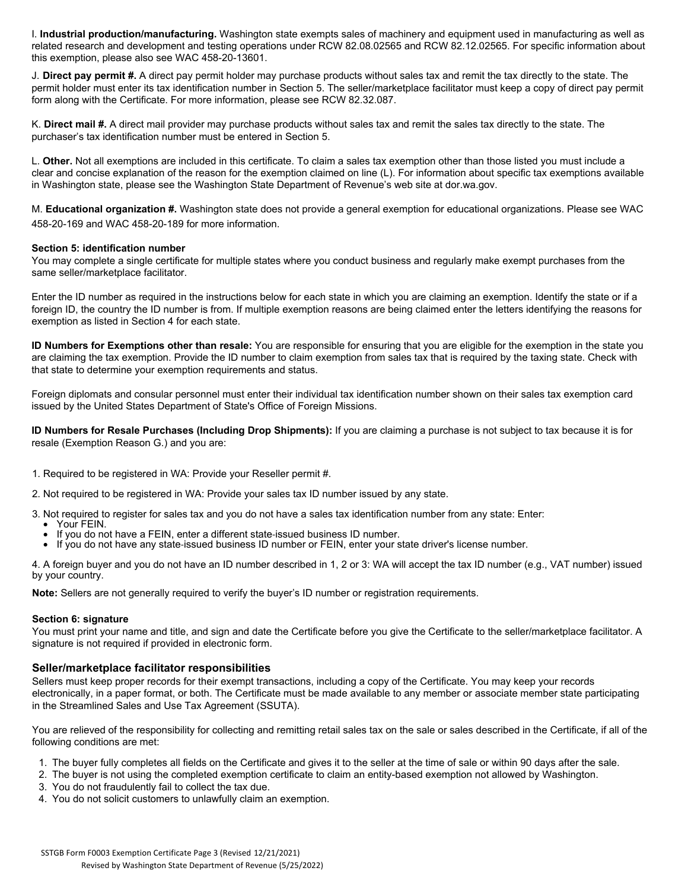I. **Industrial production/manufacturing.** Washington state exempts sales of machinery and equipment used in manufacturing as well as related research and development and testing operations under RCW 82.08.02565 and RCW 82.12.02565. For specific information about this exemption, please also see WAC 458-20-13601.

J. **Direct pay permit #.** A direct pay permit holder may purchase products without sales tax and remit the tax directly to the state. The permit holder must enter its tax identification number in Section 5. The seller/marketplace facilitator must keep a copy of direct pay permit form along with the Certificate. For more information, please see RCW 82.32.087.

K. **Direct mail #.** A direct mail provider may purchase products without sales tax and remit the sales tax directly to the state. The purchaser's tax identification number must be entered in Section 5.

L. **Other.** Not all exemptions are included in this certificate. To claim a sales tax exemption other than those listed you must include a clear and concise explanation of the reason for the exemption claimed on line (L). For information about specific tax exemptions available in Washington state, please see the Washington State Department of Revenue's web site at dor.wa.gov.

M. **Educational organization #.** Washington state does not provide a general exemption for educational organizations. Please see WAC 458-20-169 and WAC 458-20-189 for more information.

**Section 5: identification number**
You may complete a single certificate for multiple states where you conduct business and regularly make exempt purchases from the same seller/marketplace facilitator.

Enter the ID number as required in the instructions below for each state in which you are claiming an exemption. Identify the state or if a foreign ID, the country the ID number is from. If multiple exemption reasons are being claimed enter the letters identifying the reasons for exemption as listed in Section 4 for each state.

**ID Numbers for Exemptions other than resale:** You are responsible for ensuring that you are eligible for the exemption in the state you are claiming the tax exemption. Provide the ID number to claim exemption from sales tax that is required by the taxing state. Check with that state to determine your exemption requirements and status.

Foreign diplomats and consular personnel must enter their individual tax identification number shown on their sales tax exemption card issued by the United States Department of State's Office of Foreign Missions.

**ID Numbers for Resale Purchases (Including Drop Shipments):** If you are claiming a purchase is not subject to tax because it is for resale (Exemption Reason G.) and you are:

1. Required to be registered in WA: Provide your Reseller permit #.

2. Not required to be registered in WA: Provide your sales tax ID number issued by any state.

3. Not required to register for sales tax and you do not have a sales tax identification number from any state: Enter:
   - Your FEIN.
   - If you do not have a FEIN, enter a different state-issued business ID number.
   - If you do not have any state-issued business ID number or FEIN, enter your state driver's license number.

4. A foreign buyer and you do not have an ID number described in 1, 2 or 3: WA will accept the tax ID number (e.g., VAT number) issued by your country.

**Note:** Sellers are not generally required to verify the buyer's ID number or registration requirements.

**Section 6: signature**
You must print your name and title, and sign and date the Certificate before you give the Certificate to the seller/marketplace facilitator. A signature is not required if provided in electronic form.

## Seller/marketplace facilitator responsibilities

Sellers must keep proper records for their exempt transactions, including a copy of the Certificate. You may keep your records electronically, in a paper format, or both. The Certificate must be made available to any member or associate member state participating in the Streamlined Sales and Use Tax Agreement (SSUTA).

You are relieved of the responsibility for collecting and remitting retail sales tax on the sale or sales described in the Certificate, if all of the following conditions are met:

1. The buyer fully completes all fields on the Certificate and gives it to the seller at the time of sale or within 90 days after the sale.
2. The buyer is not using the completed exemption certificate to claim an entity-based exemption not allowed by Washington.
3. You do not fraudulently fail to collect the tax due.
4. You do not solicit customers to unlawfully claim an exemption.

SSTGB Form F0003 Exemption Certificate Page 3 (Revised 12/21/2021)
Revised by Washington State Department of Revenue (5/25/2022)